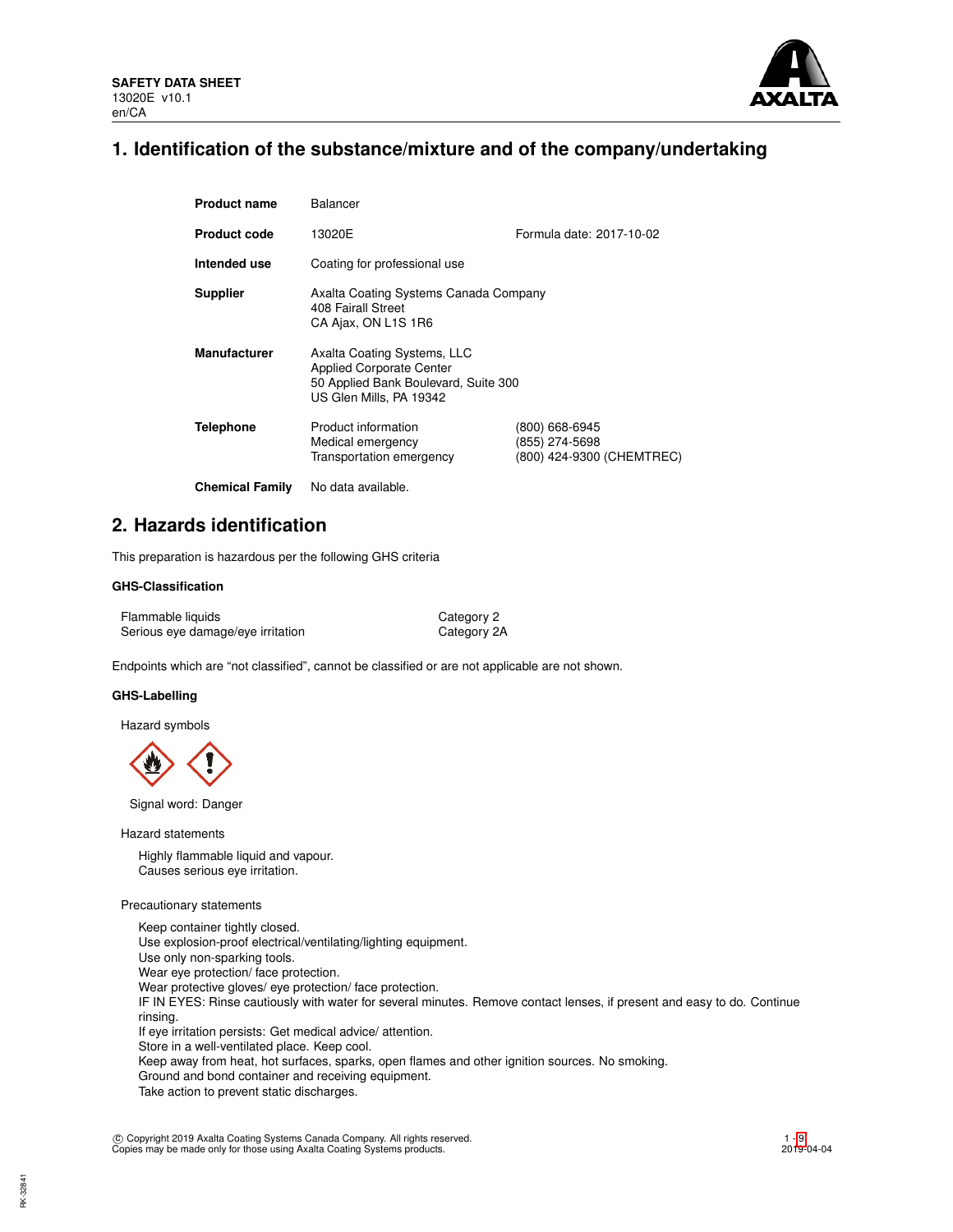**SAFETY DATA SHEET**
13020E v10.1
en/CA

# 1. Identification of the substance/mixture and of the company/undertaking

| | | |
|---|---|---|
| **Product name** | Balancer | |
| **Product code** | 13020E | Formula date: 2017-10-02 |
| **Intended use** | Coating for professional use | |
| **Supplier** | Axalta Coating Systems Canada Company<br>408 Fairall Street<br>CA Ajax, ON L1S 1R6 | |
| **Manufacturer** | Axalta Coating Systems, LLC<br>Applied Corporate Center<br>50 Applied Bank Boulevard, Suite 300<br>US Glen Mills, PA 19342 | |
| **Telephone** | Product information<br>Medical emergency<br>Transportation emergency | (800) 668-6945<br>(855) 274-5698<br>(800) 424-9300 (CHEMTREC) |
| **Chemical Family** | No data available. | |

# 2. Hazards identification

This preparation is hazardous per the following GHS criteria

### GHS-Classification

| | |
|---|---|
| Flammable liquids | Category 2 |
| Serious eye damage/eye irritation | Category 2A |

Endpoints which are "not classified", cannot be classified or are not applicable are not shown.

### GHS-Labelling

Hazard symbols

Signal word: Danger

Hazard statements

Highly flammable liquid and vapour.
Causes serious eye irritation.

Precautionary statements

Keep container tightly closed.
Use explosion-proof electrical/ventilating/lighting equipment.
Use only non-sparking tools.
Wear eye protection/ face protection.
Wear protective gloves/ eye protection/ face protection.
IF IN EYES: Rinse cautiously with water for several minutes. Remove contact lenses, if present and easy to do. Continue rinsing.
If eye irritation persists: Get medical advice/ attention.
Store in a well-ventilated place. Keep cool.
Keep away from heat, hot surfaces, sparks, open flames and other ignition sources. No smoking.
Ground and bond container and receiving equipment.
Take action to prevent static discharges.

© Copyright 2019 Axalta Coating Systems Canada Company. All rights reserved.
Copies may be made only for those using Axalta Coating Systems products.

2019-04-04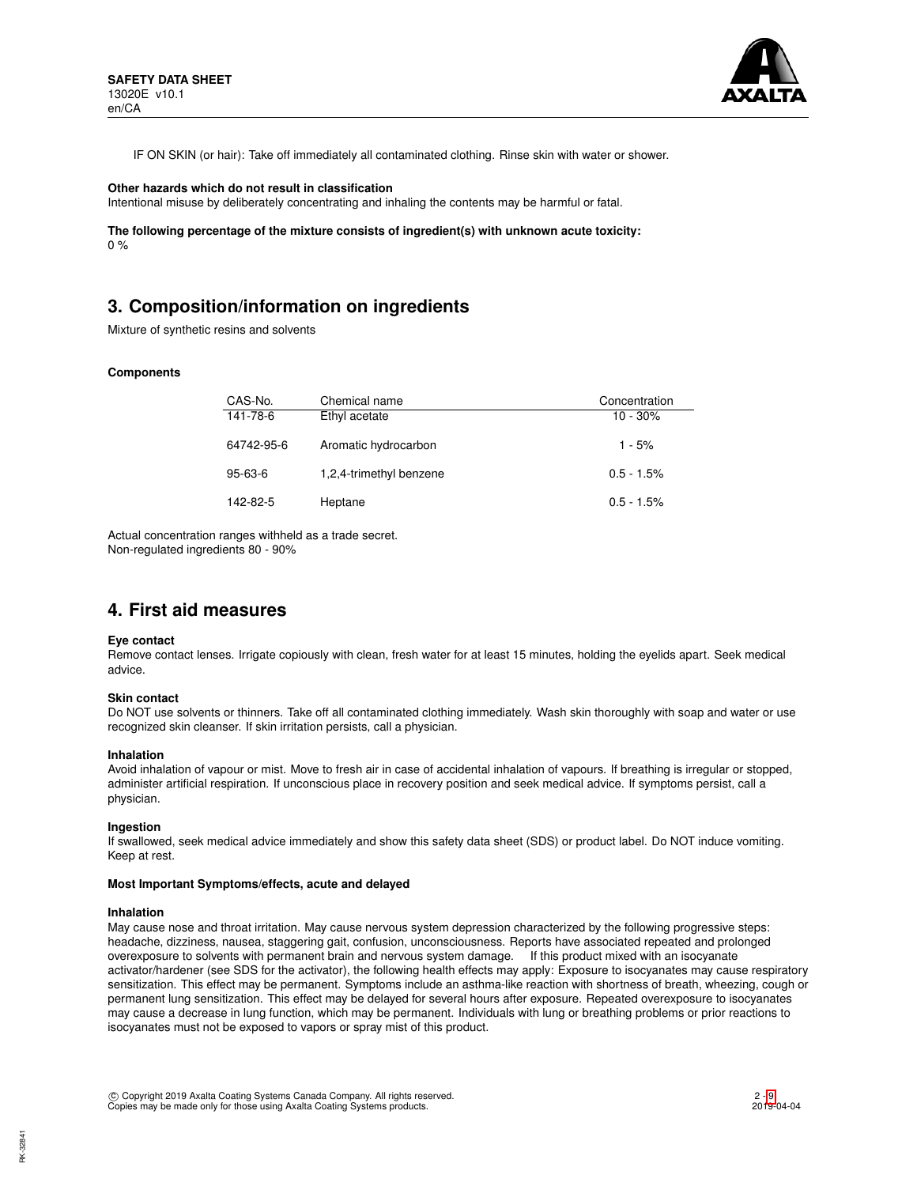IF ON SKIN (or hair): Take off immediately all contaminated clothing. Rinse skin with water or shower.

**Other hazards which do not result in classification**

Intentional misuse by deliberately concentrating and inhaling the contents may be harmful or fatal.

**The following percentage of the mixture consists of ingredient(s) with unknown acute toxicity:**

0 %

## 3. Composition/information on ingredients

Mixture of synthetic resins and solvents

**Components**

| CAS-No. | Chemical name | Concentration |
|---|---|---|
| 141-78-6 | Ethyl acetate | 10 - 30% |
| 64742-95-6 | Aromatic hydrocarbon | 1 - 5% |
| 95-63-6 | 1,2,4-trimethyl benzene | 0.5 - 1.5% |
| 142-82-5 | Heptane | 0.5 - 1.5% |

Actual concentration ranges withheld as a trade secret.
Non-regulated ingredients 80 - 90%

## 4. First aid measures

**Eye contact**

Remove contact lenses. Irrigate copiously with clean, fresh water for at least 15 minutes, holding the eyelids apart. Seek medical advice.

**Skin contact**

Do NOT use solvents or thinners. Take off all contaminated clothing immediately. Wash skin thoroughly with soap and water or use recognized skin cleanser. If skin irritation persists, call a physician.

**Inhalation**

Avoid inhalation of vapour or mist. Move to fresh air in case of accidental inhalation of vapours. If breathing is irregular or stopped, administer artificial respiration. If unconscious place in recovery position and seek medical advice. If symptoms persist, call a physician.

**Ingestion**

If swallowed, seek medical advice immediately and show this safety data sheet (SDS) or product label. Do NOT induce vomiting. Keep at rest.

**Most Important Symptoms/effects, acute and delayed**

**Inhalation**

May cause nose and throat irritation. May cause nervous system depression characterized by the following progressive steps: headache, dizziness, nausea, staggering gait, confusion, unconsciousness. Reports have associated repeated and prolonged overexposure to solvents with permanent brain and nervous system damage. If this product mixed with an isocyanate activator/hardener (see SDS for the activator), the following health effects may apply: Exposure to isocyanates may cause respiratory sensitization. This effect may be permanent. Symptoms include an asthma-like reaction with shortness of breath, wheezing, cough or permanent lung sensitization. This effect may be delayed for several hours after exposure. Repeated overexposure to isocyanates may cause a decrease in lung function, which may be permanent. Individuals with lung or breathing problems or prior reactions to isocyanates must not be exposed to vapors or spray mist of this product.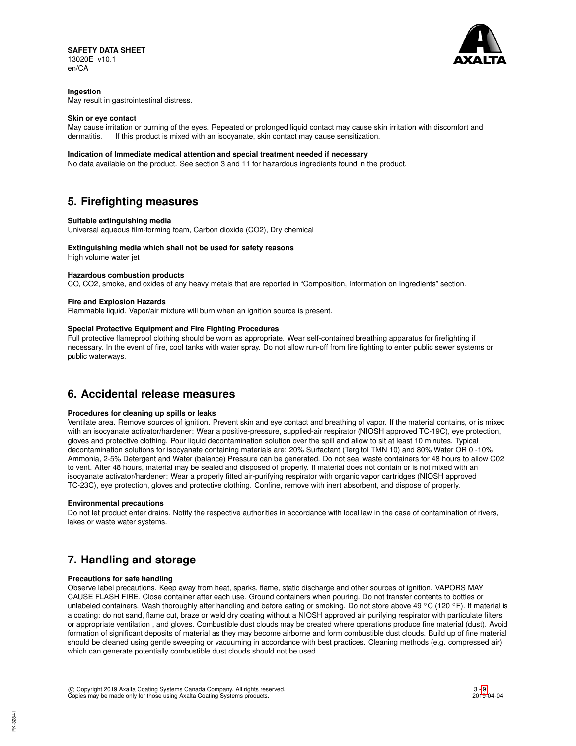**Ingestion**

May result in gastrointestinal distress.

**Skin or eye contact**

May cause irritation or burning of the eyes. Repeated or prolonged liquid contact may cause skin irritation with discomfort and dermatitis. If this product is mixed with an isocyanate, skin contact may cause sensitization.

**Indication of Immediate medical attention and special treatment needed if necessary**

No data available on the product. See section 3 and 11 for hazardous ingredients found in the product.

## 5. Firefighting measures

**Suitable extinguishing media**

Universal aqueous film-forming foam, Carbon dioxide ($CO_2$), Dry chemical

**Extinguishing media which shall not be used for safety reasons**

High volume water jet

**Hazardous combustion products**

CO, $CO_2$, smoke, and oxides of any heavy metals that are reported in "Composition, Information on Ingredients" section.

**Fire and Explosion Hazards**

Flammable liquid. Vapor/air mixture will burn when an ignition source is present.

**Special Protective Equipment and Fire Fighting Procedures**

Full protective flameproof clothing should be worn as appropriate. Wear self-contained breathing apparatus for firefighting if necessary. In the event of fire, cool tanks with water spray. Do not allow run-off from fire fighting to enter public sewer systems or public waterways.

## 6. Accidental release measures

**Procedures for cleaning up spills or leaks**

Ventilate area. Remove sources of ignition. Prevent skin and eye contact and breathing of vapor. If the material contains, or is mixed with an isocyanate activator/hardener: Wear a positive-pressure, supplied-air respirator (NIOSH approved TC-19C), eye protection, gloves and protective clothing. Pour liquid decontamination solution over the spill and allow to sit at least 10 minutes. Typical decontamination solutions for isocyanate containing materials are: 20% Surfactant (Tergitol TMN 10) and 80% Water OR 0 -10% Ammonia, 2-5% Detergent and Water (balance) Pressure can be generated. Do not seal waste containers for 48 hours to allow C02 to vent. After 48 hours, material may be sealed and disposed of properly. If material does not contain or is not mixed with an isocyanate activator/hardener: Wear a properly fitted air-purifying respirator with organic vapor cartridges (NIOSH approved TC-23C), eye protection, gloves and protective clothing. Confine, remove with inert absorbent, and dispose of properly.

**Environmental precautions**

Do not let product enter drains. Notify the respective authorities in accordance with local law in the case of contamination of rivers, lakes or waste water systems.

## 7. Handling and storage

**Precautions for safe handling**

Observe label precautions. Keep away from heat, sparks, flame, static discharge and other sources of ignition. VAPORS MAY CAUSE FLASH FIRE. Close container after each use. Ground containers when pouring. Do not transfer contents to bottles or unlabeled containers. Wash thoroughly after handling and before eating or smoking. Do not store above 49 °C (120 °F). If material is a coating: do not sand, flame cut, braze or weld dry coating without a NIOSH approved air purifying respirator with particulate filters or appropriate ventilation , and gloves. Combustible dust clouds may be created where operations produce fine material (dust). Avoid formation of significant deposits of material as they may become airborne and form combustible dust clouds. Build up of fine material should be cleaned using gentle sweeping or vacuuming in accordance with best practices. Cleaning methods (e.g. compressed air) which can generate potentially combustible dust clouds should not be used.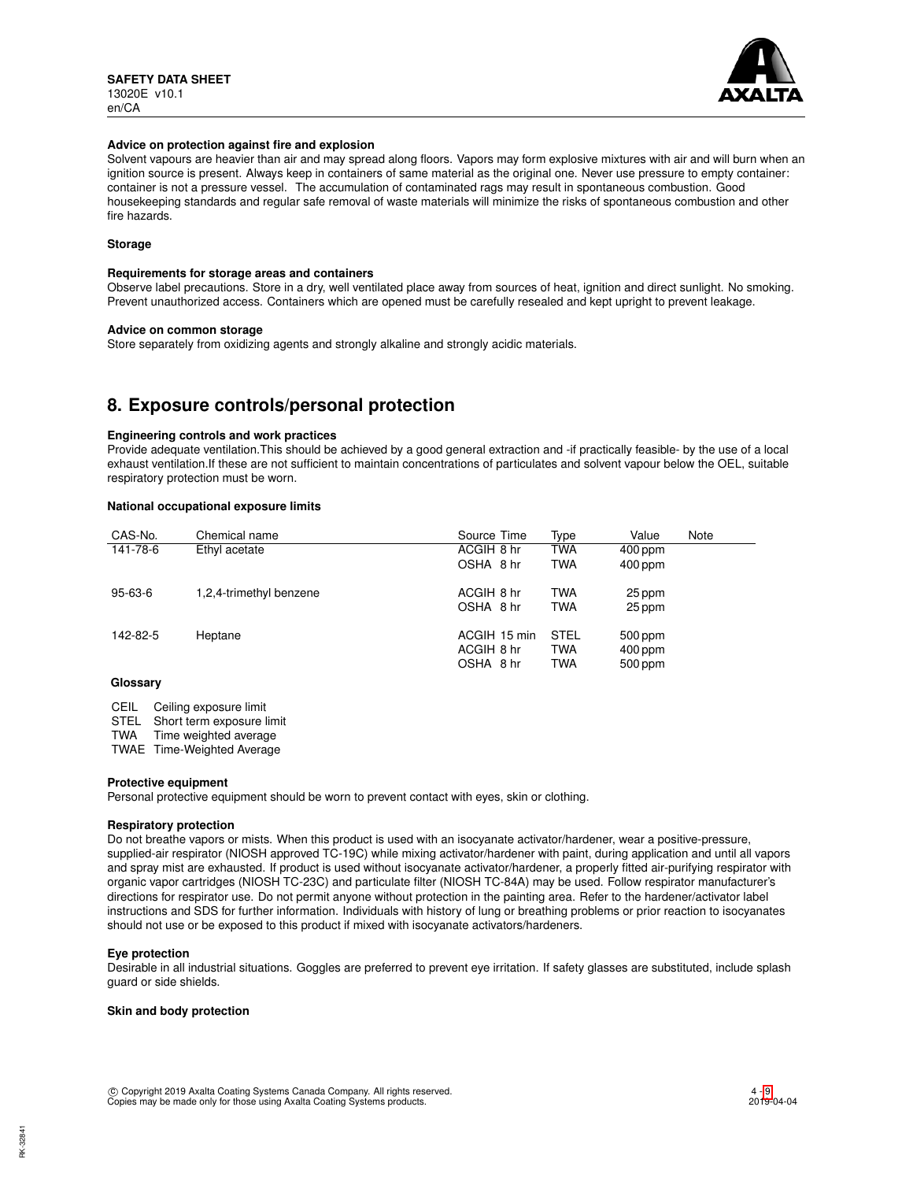**Advice on protection against fire and explosion**

Solvent vapours are heavier than air and may spread along floors. Vapors may form explosive mixtures with air and will burn when an ignition source is present. Always keep in containers of same material as the original one. Never use pressure to empty container: container is not a pressure vessel. The accumulation of contaminated rags may result in spontaneous combustion. Good housekeeping standards and regular safe removal of waste materials will minimize the risks of spontaneous combustion and other fire hazards.

**Storage**

**Requirements for storage areas and containers**

Observe label precautions. Store in a dry, well ventilated place away from sources of heat, ignition and direct sunlight. No smoking. Prevent unauthorized access. Containers which are opened must be carefully resealed and kept upright to prevent leakage.

**Advice on common storage**

Store separately from oxidizing agents and strongly alkaline and strongly acidic materials.

## 8. Exposure controls/personal protection

**Engineering controls and work practices**

Provide adequate ventilation.This should be achieved by a good general extraction and -if practically feasible- by the use of a local exhaust ventilation.If these are not sufficient to maintain concentrations of particulates and solvent vapour below the OEL, suitable respiratory protection must be worn.

**National occupational exposure limits**

| CAS-No. | Chemical name | Source | Time | Type | Value | Note |
|---|---|---|---|---|---|---|
| 141-78-6 | Ethyl acetate | ACGIH | 8 hr | TWA | 400 ppm | |
| | | OSHA | 8 hr | TWA | 400 ppm | |
| 95-63-6 | 1,2,4-trimethyl benzene | ACGIH | 8 hr | TWA | 25 ppm | |
| | | OSHA | 8 hr | TWA | 25 ppm | |
| 142-82-5 | Heptane | ACGIH | 15 min | STEL | 500 ppm | |
| | | ACGIH | 8 hr | TWA | 400 ppm | |
| | | OSHA | 8 hr | TWA | 500 ppm | |

**Glossary**

| | |
|---|---|
| CEIL | Ceiling exposure limit |
| STEL | Short term exposure limit |
| TWA | Time weighted average |
| TWAE | Time-Weighted Average |

**Protective equipment**

Personal protective equipment should be worn to prevent contact with eyes, skin or clothing.

**Respiratory protection**

Do not breathe vapors or mists. When this product is used with an isocyanate activator/hardener, wear a positive-pressure, supplied-air respirator (NIOSH approved TC-19C) while mixing activator/hardener with paint, during application and until all vapors and spray mist are exhausted. If product is used without isocyanate activator/hardener, a properly fitted air-purifying respirator with organic vapor cartridges (NIOSH TC-23C) and particulate filter (NIOSH TC-84A) may be used. Follow respirator manufacturer's directions for respirator use. Do not permit anyone without protection in the painting area. Refer to the hardener/activator label instructions and SDS for further information. Individuals with history of lung or breathing problems or prior reaction to isocyanates should not use or be exposed to this product if mixed with isocyanate activators/hardeners.

**Eye protection**

Desirable in all industrial situations. Goggles are preferred to prevent eye irritation. If safety glasses are substituted, include splash guard or side shields.

**Skin and body protection**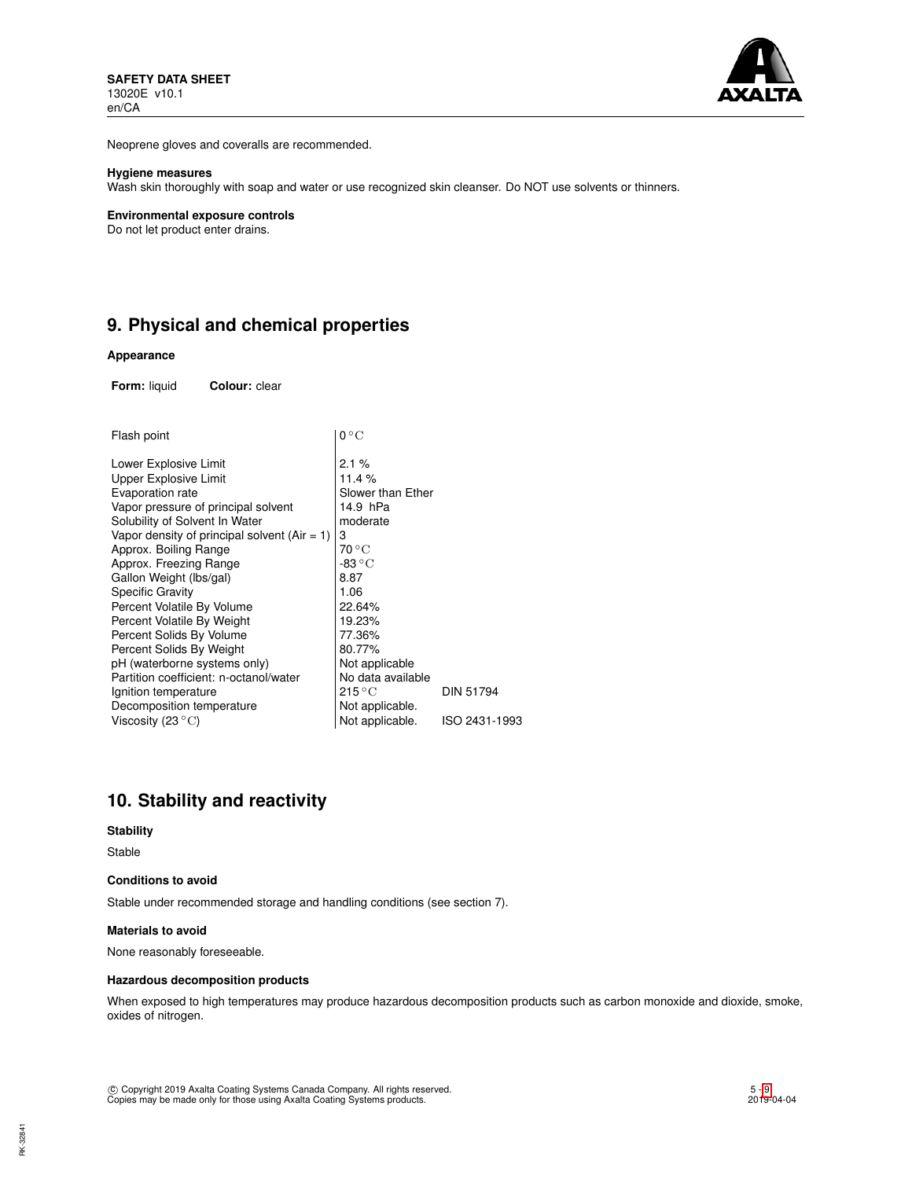Neoprene gloves and coveralls are recommended.

**Hygiene measures**
Wash skin thoroughly with soap and water or use recognized skin cleanser. Do NOT use solvents or thinners.

**Environmental exposure controls**
Do not let product enter drains.

## 9. Physical and chemical properties

**Appearance**

**Form:** liquid **Colour:** clear

| Property | Value | Method |
|---|---|---|
| Flash point | 0 °C | |
| Lower Explosive Limit | 2.1 % | |
| Upper Explosive Limit | 11.4 % | |
| Evaporation rate | Slower than Ether | |
| Vapor pressure of principal solvent | 14.9 hPa | |
| Solubility of Solvent In Water | moderate | |
| Vapor density of principal solvent (Air = 1) | 3 | |
| Approx. Boiling Range | 70 °C | |
| Approx. Freezing Range | -83 °C | |
| Gallon Weight (lbs/gal) | 8.87 | |
| Specific Gravity | 1.06 | |
| Percent Volatile By Volume | 22.64% | |
| Percent Volatile By Weight | 19.23% | |
| Percent Solids By Volume | 77.36% | |
| Percent Solids By Weight | 80.77% | |
| pH (waterborne systems only) | Not applicable | |
| Partition coefficient: n-octanol/water | No data available | |
| Ignition temperature | 215 °C | DIN 51794 |
| Decomposition temperature | Not applicable. | |
| Viscosity (23 °C) | Not applicable. | ISO 2431-1993 |

## 10. Stability and reactivity

**Stability**

Stable

**Conditions to avoid**

Stable under recommended storage and handling conditions (see section 7).

**Materials to avoid**

None reasonably foreseeable.

**Hazardous decomposition products**

When exposed to high temperatures may produce hazardous decomposition products such as carbon monoxide and dioxide, smoke, oxides of nitrogen.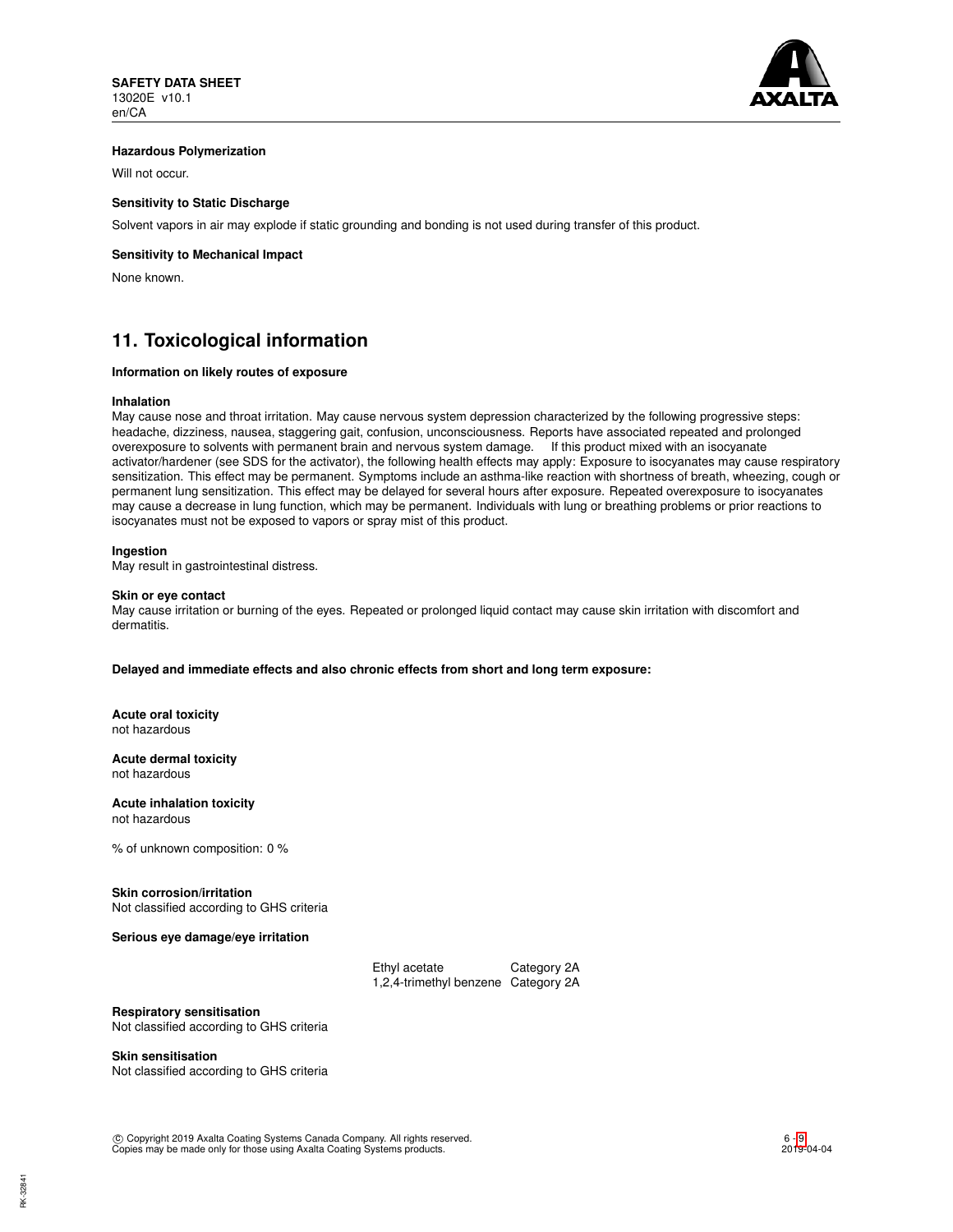**Hazardous Polymerization**

Will not occur.

**Sensitivity to Static Discharge**

Solvent vapors in air may explode if static grounding and bonding is not used during transfer of this product.

**Sensitivity to Mechanical Impact**

None known.

## 11. Toxicological information

**Information on likely routes of exposure**

**Inhalation**

May cause nose and throat irritation. May cause nervous system depression characterized by the following progressive steps: headache, dizziness, nausea, staggering gait, confusion, unconsciousness. Reports have associated repeated and prolonged overexposure to solvents with permanent brain and nervous system damage. If this product mixed with an isocyanate activator/hardener (see SDS for the activator), the following health effects may apply: Exposure to isocyanates may cause respiratory sensitization. This effect may be permanent. Symptoms include an asthma-like reaction with shortness of breath, wheezing, cough or permanent lung sensitization. This effect may be delayed for several hours after exposure. Repeated overexposure to isocyanates may cause a decrease in lung function, which may be permanent. Individuals with lung or breathing problems or prior reactions to isocyanates must not be exposed to vapors or spray mist of this product.

**Ingestion**

May result in gastrointestinal distress.

**Skin or eye contact**

May cause irritation or burning of the eyes. Repeated or prolonged liquid contact may cause skin irritation with discomfort and dermatitis.

**Delayed and immediate effects and also chronic effects from short and long term exposure:**

**Acute oral toxicity**

not hazardous

**Acute dermal toxicity**

not hazardous

**Acute inhalation toxicity**

not hazardous

% of unknown composition: 0 %

**Skin corrosion/irritation**

Not classified according to GHS criteria

**Serious eye damage/eye irritation**

| | |
|---|---|
| Ethyl acetate | Category 2A |
| 1,2,4-trimethyl benzene | Category 2A |

**Respiratory sensitisation**

Not classified according to GHS criteria

**Skin sensitisation**

Not classified according to GHS criteria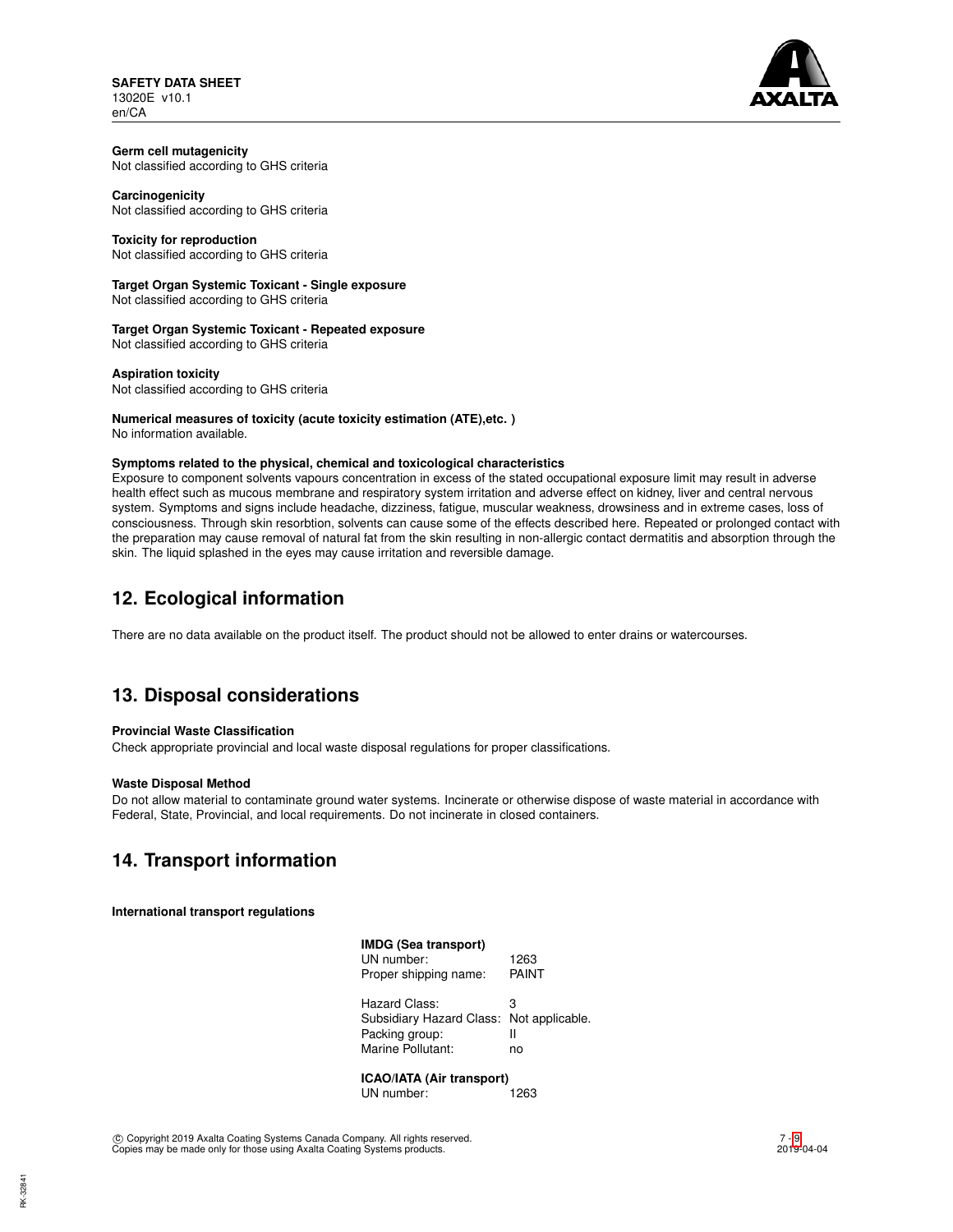**Germ cell mutagenicity**
Not classified according to GHS criteria

**Carcinogenicity**
Not classified according to GHS criteria

**Toxicity for reproduction**
Not classified according to GHS criteria

**Target Organ Systemic Toxicant - Single exposure**
Not classified according to GHS criteria

**Target Organ Systemic Toxicant - Repeated exposure**
Not classified according to GHS criteria

**Aspiration toxicity**
Not classified according to GHS criteria

**Numerical measures of toxicity (acute toxicity estimation (ATE),etc. )**
No information available.

**Symptoms related to the physical, chemical and toxicological characteristics**
Exposure to component solvents vapours concentration in excess of the stated occupational exposure limit may result in adverse health effect such as mucous membrane and respiratory system irritation and adverse effect on kidney, liver and central nervous system. Symptoms and signs include headache, dizziness, fatigue, muscular weakness, drowsiness and in extreme cases, loss of consciousness. Through skin resorbtion, solvents can cause some of the effects described here. Repeated or prolonged contact with the preparation may cause removal of natural fat from the skin resulting in non-allergic contact dermatitis and absorption through the skin. The liquid splashed in the eyes may cause irritation and reversible damage.

## 12. Ecological information

There are no data available on the product itself. The product should not be allowed to enter drains or watercourses.

## 13. Disposal considerations

**Provincial Waste Classification**
Check appropriate provincial and local waste disposal regulations for proper classifications.

**Waste Disposal Method**
Do not allow material to contaminate ground water systems. Incinerate or otherwise dispose of waste material in accordance with Federal, State, Provincial, and local requirements. Do not incinerate in closed containers.

## 14. Transport information

**International transport regulations**

**IMDG (Sea transport)**

| | |
|---|---|
| UN number: | 1263 |
| Proper shipping name: | PAINT |
| Hazard Class: | 3 |
| Subsidiary Hazard Class: | Not applicable. |
| Packing group: | II |
| Marine Pollutant: | no |

**ICAO/IATA (Air transport)**

| | |
|---|---|
| UN number: | 1263 |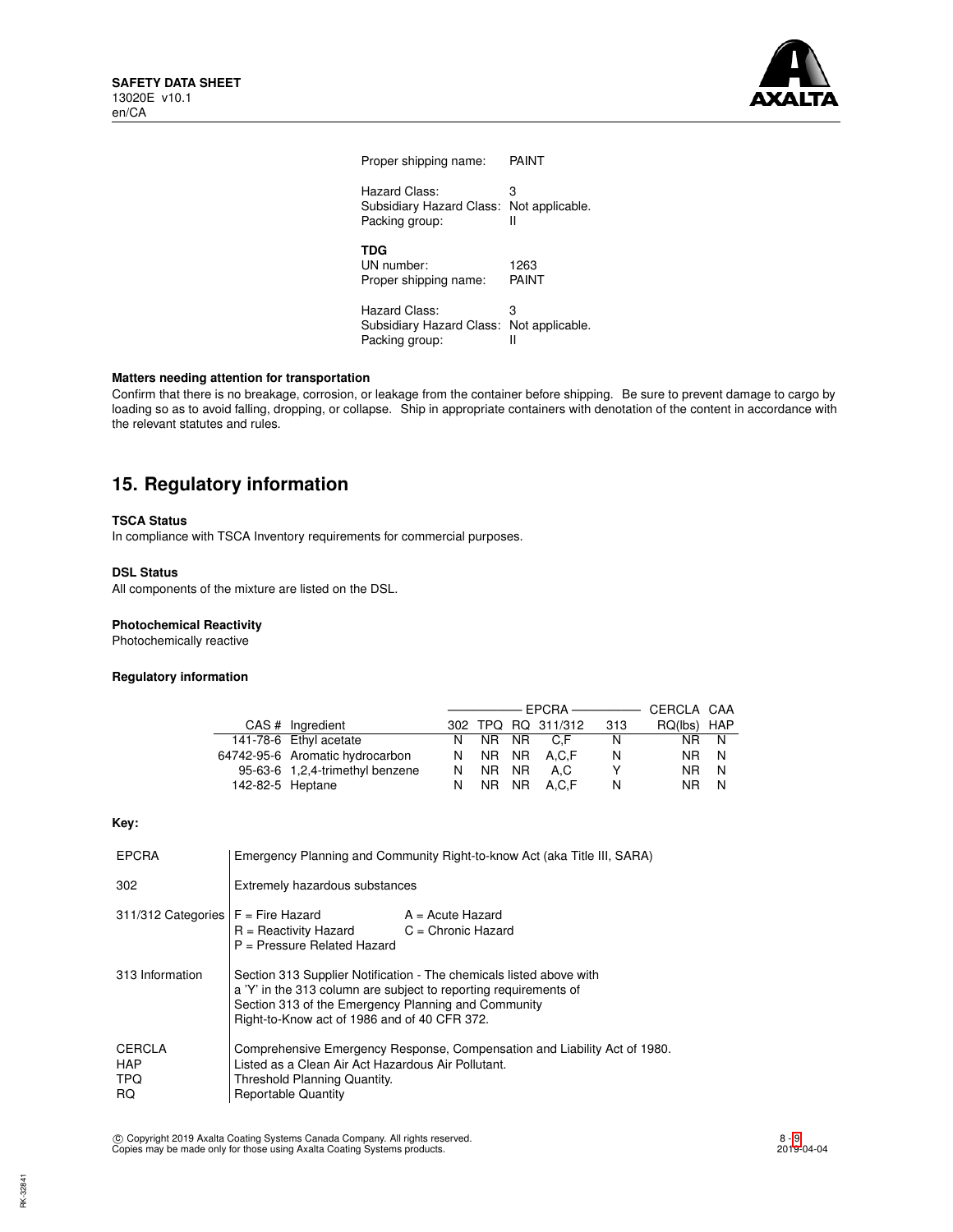Proper shipping name: PAINT

Hazard Class: 3
Subsidiary Hazard Class: Not applicable.
Packing group: II

**TDG**
UN number: 1263
Proper shipping name: PAINT

Hazard Class: 3
Subsidiary Hazard Class: Not applicable.
Packing group: II

**Matters needing attention for transportation**

Confirm that there is no breakage, corrosion, or leakage from the container before shipping. Be sure to prevent damage to cargo by loading so as to avoid falling, dropping, or collapse. Ship in appropriate containers with denotation of the content in accordance with the relevant statutes and rules.

## 15. Regulatory information

**TSCA Status**

In compliance with TSCA Inventory requirements for commercial purposes.

**DSL Status**

All components of the mixture are listed on the DSL.

**Photochemical Reactivity**

Photochemically reactive

**Regulatory information**

| | | EPCRA | | | | | CERCLA | CAA |
|---|---|---|---|---|---|---|---|---|
| CAS # | Ingredient | 302 | TPQ | RQ | 311/312 | 313 | RQ(lbs) | HAP |
| 141-78-6 | Ethyl acetate | N | NR | NR | C,F | N | NR | N |
| 64742-95-6 | Aromatic hydrocarbon | N | NR | NR | A,C,F | N | NR | N |
| 95-63-6 | 1,2,4-trimethyl benzene | N | NR | NR | A,C | Y | NR | N |
| 142-82-5 | Heptane | N | NR | NR | A,C,F | N | NR | N |

**Key:**

| | |
|---|---|
| EPCRA | Emergency Planning and Community Right-to-know Act (aka Title III, SARA) |
| 302 | Extremely hazardous substances |
| 311/312 Categories | F = Fire Hazard; A = Acute Hazard; R = Reactivity Hazard; C = Chronic Hazard; P = Pressure Related Hazard |
| 313 Information | Section 313 Supplier Notification - The chemicals listed above with a 'Y' in the 313 column are subject to reporting requirements of Section 313 of the Emergency Planning and Community Right-to-Know act of 1986 and of 40 CFR 372. |
| CERCLA | Comprehensive Emergency Response, Compensation and Liability Act of 1980. |
| HAP | Listed as a Clean Air Act Hazardous Air Pollutant. |
| TPQ | Threshold Planning Quantity. |
| RQ | Reportable Quantity |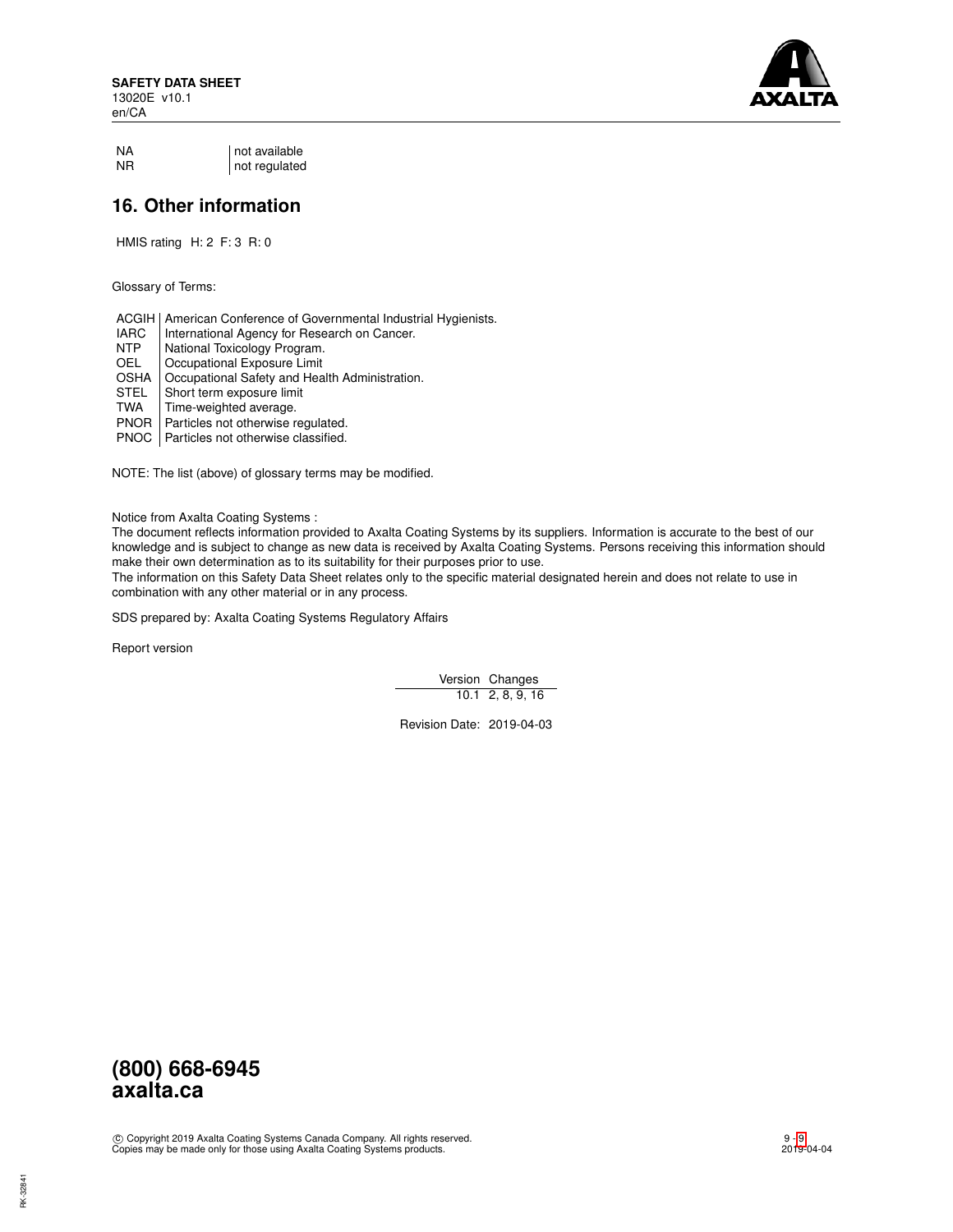| | |
|---|---|
| NA | not available |
| NR | not regulated |

## 16. Other information

HMIS rating H: 2 F: 3 R: 0

Glossary of Terms:

| | |
|---|---|
| ACGIH | American Conference of Governmental Industrial Hygienists. |
| IARC | International Agency for Research on Cancer. |
| NTP | National Toxicology Program. |
| OEL | Occupational Exposure Limit |
| OSHA | Occupational Safety and Health Administration. |
| STEL | Short term exposure limit |
| TWA | Time-weighted average. |
| PNOR | Particles not otherwise regulated. |
| PNOC | Particles not otherwise classified. |

NOTE: The list (above) of glossary terms may be modified.

Notice from Axalta Coating Systems :
The document reflects information provided to Axalta Coating Systems by its suppliers. Information is accurate to the best of our knowledge and is subject to change as new data is received by Axalta Coating Systems. Persons receiving this information should make their own determination as to its suitability for their purposes prior to use.
The information on this Safety Data Sheet relates only to the specific material designated herein and does not relate to use in combination with any other material or in any process.

SDS prepared by: Axalta Coating Systems Regulatory Affairs

Report version

| Version | Changes |
|---|---|
| 10.1 | 2, 8, 9, 16 |

Revision Date: 2019-04-03

**(800) 668-6945**
**axalta.ca**

© Copyright 2019 Axalta Coating Systems Canada Company. All rights reserved.
Copies may be made only for those using Axalta Coating Systems products.

2019-04-04

RK 32841